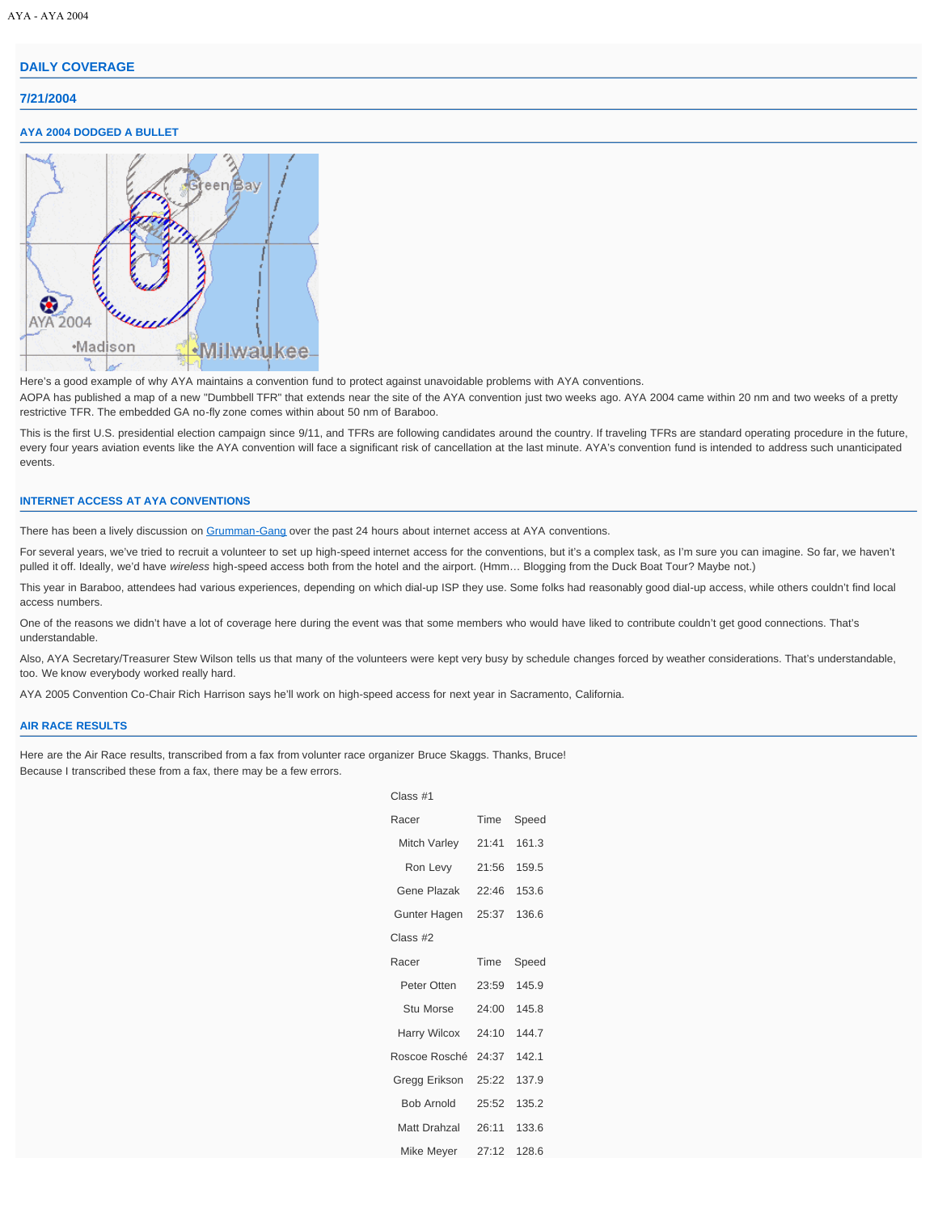## DAILY COVERAGE

### 7/21/2004

#### AYA 2004 DODGED A BULLET

Here's a good example of why AYA maintains a convention fund to protect against unavoidable problems with AYA conventions.

AOPA has published a map of a new "Dumbbell TFR" that extends near the site of the AYA convention just two weeks ago. AYA 2004 came within 20 nm and two weeks of a pretty restrictive TFR. The embedded GA no-fly zone comes within about 50 nm of Baraboo.

This is the first U.S. presidential election campaign since 9/11, and TFRs are following candidates around the country. If traveling TFRs are standard operating procedure in the future, every four years aviation events like the AYA convention will face a significant risk of cancellation at the last minute. AYA's convention fund is intended to address such unanticipated events.

#### INTERNET ACCESS AT AYA CONVENTIONS

There has been a lively discussion on Grumman-Gang over the past 24 hours about internet access at AYA conventions.

For several years, we've tried to recruit a volunteer to set up high-speed internet access for the conventions, but it's a complex task, as I'm sure you can imagine. So far, we haven't pulled it off. Ideally, we'd have *wireless* high-speed access both from the hotel and the airport. (Hmm… Blogging from the Duck Boat Tour? Maybe not.)

This year in Baraboo, attendees had various experiences, depending on which dial-up ISP they use. Some folks had reasonably good dial-up access, while others couldn't find local access numbers.

One of the reasons we didn't have a lot of coverage here during the event was that some members who would have liked to contribute couldn't get good connections. That's understandable.

Also, AYA Secretary/Treasurer Stew Wilson tells us that many of the volunteers were kept very busy by schedule changes forced by weather considerations. That's understandable, too. We know everybody worked really hard.

AYA 2005 Convention Co-Chair Rich Harrison says he'll work on high-speed access for next year in Sacramento, California.

#### AIR RACE RESULTS

Here are the Air Race results, transcribed from a fax from volunter race organizer Bruce Skaggs. Thanks, Bruce!
Because I transcribed these from a fax, there may be a few errors.

Class #1

| Racer | Time | Speed |
|---|---|---|
| Mitch Varley | 21:41 | 161.3 |
| Ron Levy | 21:56 | 159.5 |
| Gene Plazak | 22:46 | 153.6 |
| Gunter Hagen | 25:37 | 136.6 |

Class #2

| Racer | Time | Speed |
|---|---|---|
| Peter Otten | 23:59 | 145.9 |
| Stu Morse | 24:00 | 145.8 |
| Harry Wilcox | 24:10 | 144.7 |
| Roscoe Rosché | 24:37 | 142.1 |
| Gregg Erikson | 25:22 | 137.9 |
| Bob Arnold | 25:52 | 135.2 |
| Matt Drahzal | 26:11 | 133.6 |
| Mike Meyer | 27:12 | 128.6 |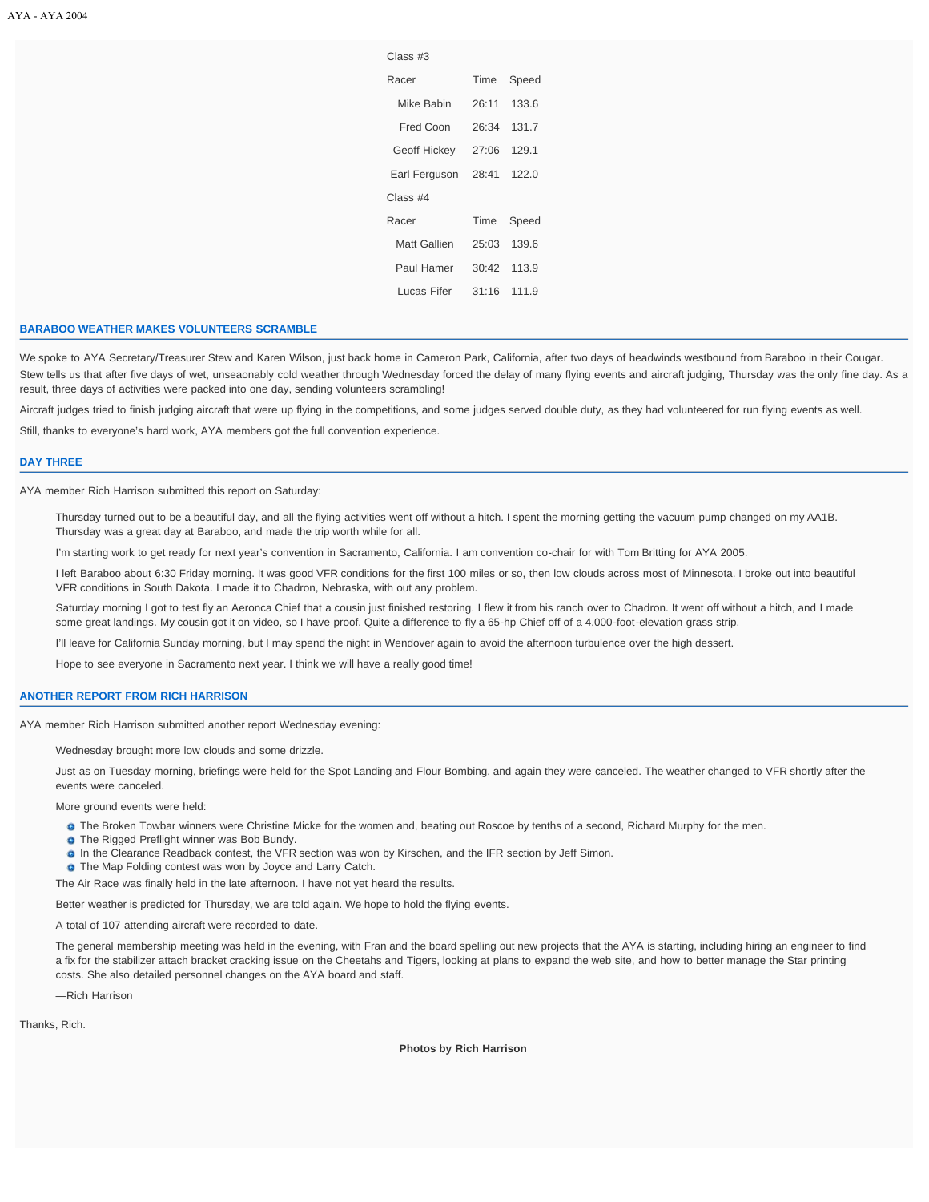Class #3

| Racer | Time | Speed |
|---|---|---|
| Mike Babin | 26:11 | 133.6 |
| Fred Coon | 26:34 | 131.7 |
| Geoff Hickey | 27:06 | 129.1 |
| Earl Ferguson | 28:41 | 122.0 |

Class #4

| Racer | Time | Speed |
|---|---|---|
| Matt Gallien | 25:03 | 139.6 |
| Paul Hamer | 30:42 | 113.9 |
| Lucas Fifer | 31:16 | 111.9 |

## BARABOO WEATHER MAKES VOLUNTEERS SCRAMBLE

We spoke to AYA Secretary/Treasurer Stew and Karen Wilson, just back home in Cameron Park, California, after two days of headwinds westbound from Baraboo in their Cougar.

Stew tells us that after five days of wet, unseaonably cold weather through Wednesday forced the delay of many flying events and aircraft judging, Thursday was the only fine day. As a result, three days of activities were packed into one day, sending volunteers scrambling!

Aircraft judges tried to finish judging aircraft that were up flying in the competitions, and some judges served double duty, as they had volunteered for run flying events as well.

Still, thanks to everyone's hard work, AYA members got the full convention experience.

## DAY THREE

AYA member Rich Harrison submitted this report on Saturday:

> Thursday turned out to be a beautiful day, and all the flying activities went off without a hitch. I spent the morning getting the vacuum pump changed on my AA1B. Thursday was a great day at Baraboo, and made the trip worth while for all.
>
> I'm starting work to get ready for next year's convention in Sacramento, California. I am convention co-chair for with Tom Britting for AYA 2005.
>
> I left Baraboo about 6:30 Friday morning. It was good VFR conditions for the first 100 miles or so, then low clouds across most of Minnesota. I broke out into beautiful VFR conditions in South Dakota. I made it to Chadron, Nebraska, with out any problem.
>
> Saturday morning I got to test fly an Aeronca Chief that a cousin just finished restoring. I flew it from his ranch over to Chadron. It went off without a hitch, and I made some great landings. My cousin got it on video, so I have proof. Quite a difference to fly a 65-hp Chief off of a 4,000-foot-elevation grass strip.
>
> I'll leave for California Sunday morning, but I may spend the night in Wendover again to avoid the afternoon turbulence over the high dessert.
>
> Hope to see everyone in Sacramento next year. I think we will have a really good time!

## ANOTHER REPORT FROM RICH HARRISON

AYA member Rich Harrison submitted another report Wednesday evening:

> Wednesday brought more low clouds and some drizzle.
>
> Just as on Tuesday morning, briefings were held for the Spot Landing and Flour Bombing, and again they were canceled. The weather changed to VFR shortly after the events were canceled.
>
> More ground events were held:
>
> - The Broken Towbar winners were Christine Micke for the women and, beating out Roscoe by tenths of a second, Richard Murphy for the men.
> - The Rigged Preflight winner was Bob Bundy.
> - In the Clearance Readback contest, the VFR section was won by Kirschen, and the IFR section by Jeff Simon.
> - The Map Folding contest was won by Joyce and Larry Catch.
>
> The Air Race was finally held in the late afternoon. I have not yet heard the results.
>
> Better weather is predicted for Thursday, we are told again. We hope to hold the flying events.
>
> A total of 107 attending aircraft were recorded to date.
>
> The general membership meeting was held in the evening, with Fran and the board spelling out new projects that the AYA is starting, including hiring an engineer to find a fix for the stabilizer attach bracket cracking issue on the Cheetahs and Tigers, looking at plans to expand the web site, and how to better manage the Star printing costs. She also detailed personnel changes on the AYA board and staff.
>
> —Rich Harrison

Thanks, Rich.

**Photos by Rich Harrison**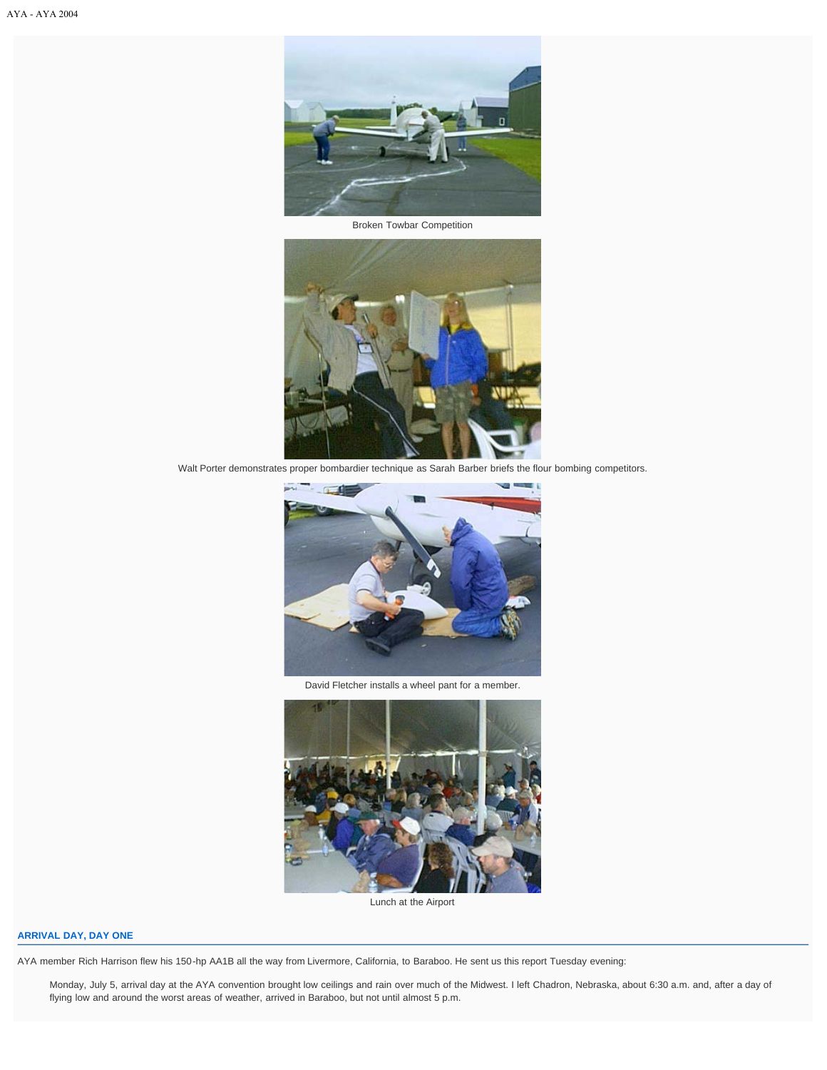Broken Towbar Competition

Walt Porter demonstrates proper bombardier technique as Sarah Barber briefs the flour bombing competitors.

David Fletcher installs a wheel pant for a member.

Lunch at the Airport

### ARRIVAL DAY, DAY ONE

AYA member Rich Harrison flew his 150-hp AA1B all the way from Livermore, California, to Baraboo. He sent us this report Tuesday evening:

> Monday, July 5, arrival day at the AYA convention brought low ceilings and rain over much of the Midwest. I left Chadron, Nebraska, about 6:30 a.m. and, after a day of flying low and around the worst areas of weather, arrived in Baraboo, but not until almost 5 p.m.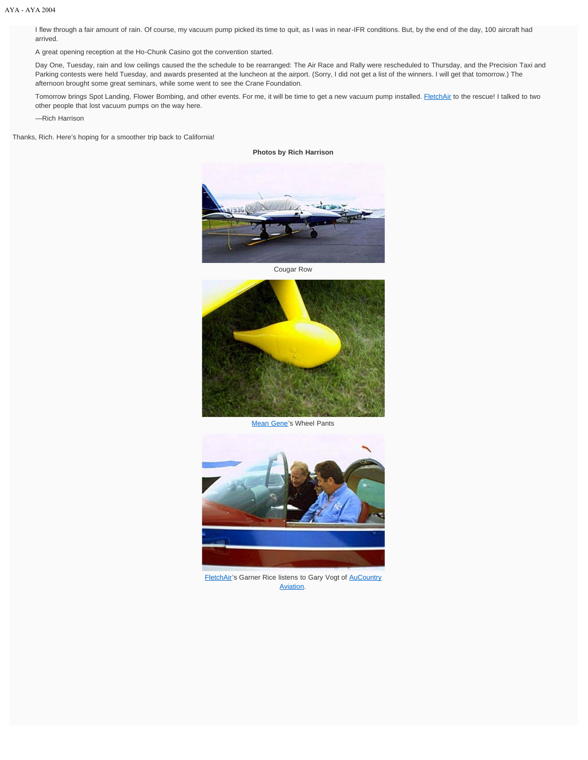I flew through a fair amount of rain. Of course, my vacuum pump picked its time to quit, as I was in near-IFR conditions. But, by the end of the day, 100 aircraft had arrived.

A great opening reception at the Ho-Chunk Casino got the convention started.

Day One, Tuesday, rain and low ceilings caused the the schedule to be rearranged: The Air Race and Rally were rescheduled to Thursday, and the Precision Taxi and Parking contests were held Tuesday, and awards presented at the luncheon at the airport. (Sorry, I did not get a list of the winners. I will get that tomorrow.) The afternoon brought some great seminars, while some went to see the Crane Foundation.

Tomorrow brings Spot Landing, Flower Bombing, and other events. For me, it will be time to get a new vacuum pump installed. FletchAir to the rescue! I talked to two other people that lost vacuum pumps on the way here.

—Rich Harrison

Thanks, Rich. Here's hoping for a smoother trip back to California!

**Photos by Rich Harrison**

Cougar Row

Mean Gene's Wheel Pants

FletchAir's Garner Rice listens to Gary Vogt of AuCountry Aviation.